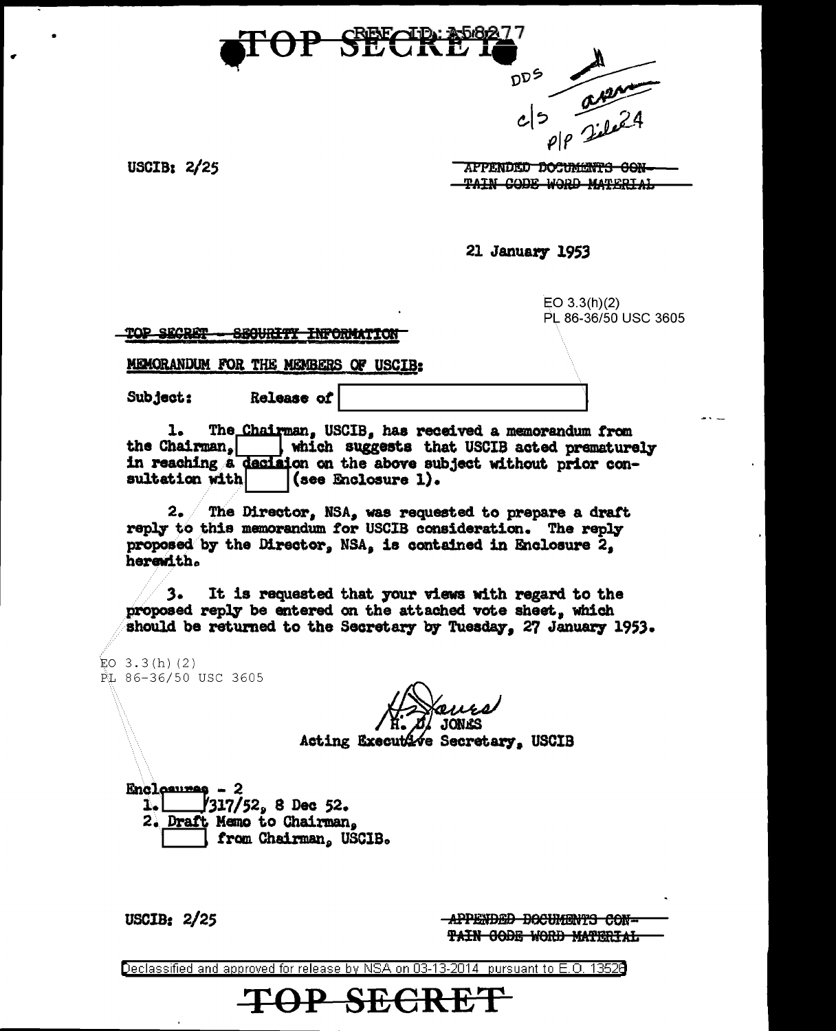TOP SECRET

REF ID: A58277

DDS
c/s
P/P File 24

USCIB: 2/25

~~APPENDED DOCUMENTS CONTAIN CODE WORD MATERIAL~~

21 January 1953

EO 3.3(h)(2)
PL 86-36/50 USC 3605

~~TOP SECRET - SECURITY INFORMATION~~

MEMORANDUM FOR THE MEMBERS OF USCIB:

Subject: Release of [redacted]

1. The Chairman, USCIB, has received a memorandum from the Chairman, [redacted], which suggests that USCIB acted prematurely in reaching a decision on the above subject without prior consultation with [redacted] (see Enclosure 1).

2. The Director, NSA, was requested to prepare a draft reply to this memorandum for USCIB consideration. The reply proposed by the Director, NSA, is contained in Enclosure 2, herewith.

3. It is requested that your views with regard to the proposed reply be entered on the attached vote sheet, which should be returned to the Secretary by Tuesday, 27 January 1953.

EO 3.3(h)(2)
PL 86-36/50 USC 3605

H. D. JONES
Acting Executive Secretary, USCIB

Enclosures - 2
1. [redacted]/317/52, 8 Dec 52.
2. Draft Memo to Chairman, [redacted] from Chairman, USCIB.

USCIB: 2/25

~~APPENDED DOCUMENTS CONTAIN CODE WORD MATERIAL~~

Declassified and approved for release by NSA on 03-13-2014 pursuant to E.O. 13526

TOP SECRET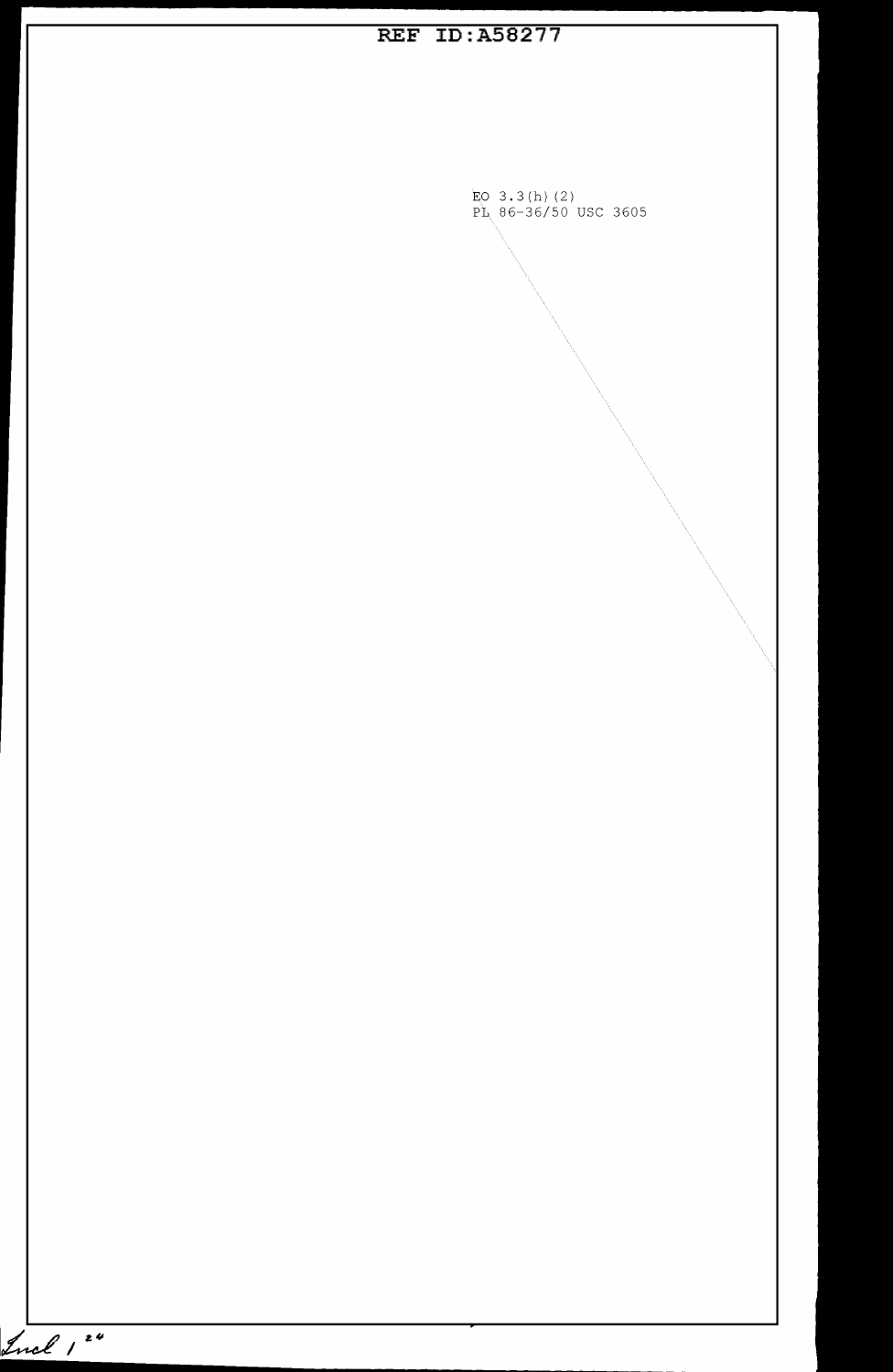EO 3.3(h)(2)
PL 86-36/50 USC 3605

Incl 1 2"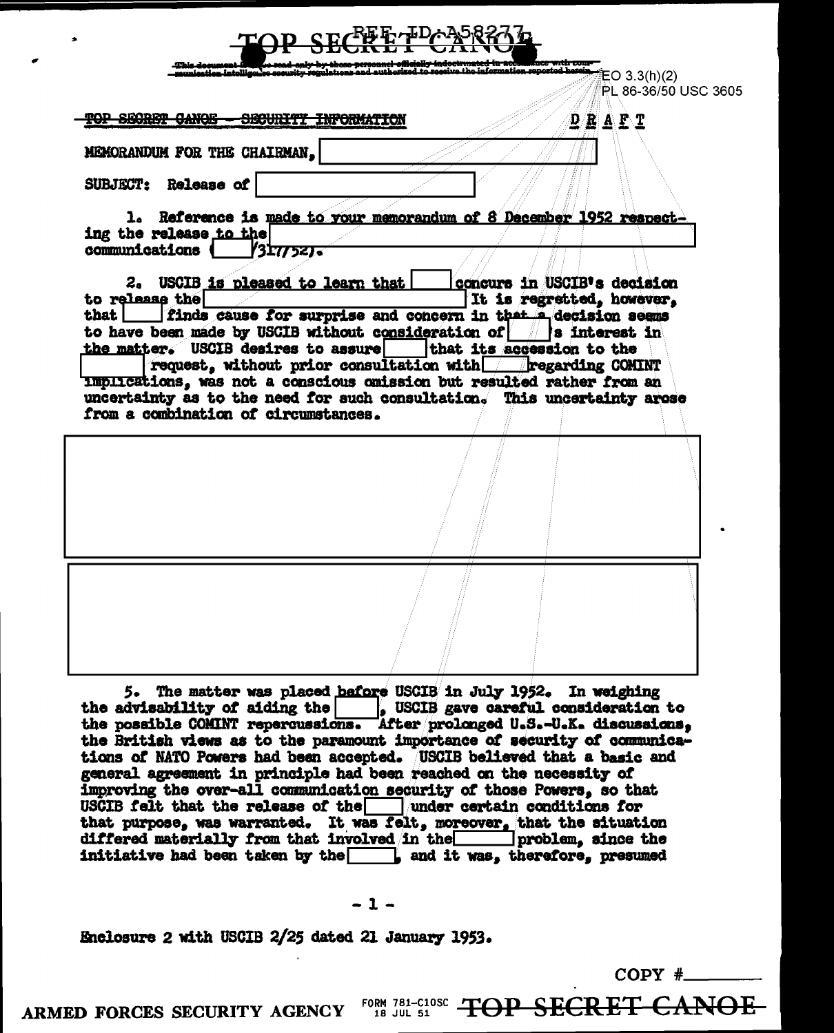TOP SECRET CANOE

This document is to be read only by those personnel officially indoctrinated in accordance with communication intelligence security regulations and authorized to receive the information reported herein.

EO 3.3(h)(2)
PL 86-36/50 USC 3605

TOP SECRET CANOE - SECURITY INFORMATION

DRAFT

MEMORANDUM FOR THE CHAIRMAN, [redacted]

SUBJECT: Release of [redacted]

1. Reference is made to your memorandum of 8 December 1952 respecting the release to the [redacted] communications ([redacted]/317752).

2. USCIB is pleased to learn that [redacted] concurs in USCIB's decision to release the [redacted] It is regretted, however, that [redacted] finds cause for surprise and concern in that a decision seems to have been made by USCIB without consideration of [redacted]'s interest in the matter. USCIB desires to assure [redacted] that its accession to the [redacted] request, without prior consultation with [redacted] regarding COMINT implications, was not a conscious omission but resulted rather from an uncertainty as to the need for such consultation. This uncertainty arose from a combination of circumstances.

[redacted]

[redacted]

5. The matter was placed before USCIB in July 1952. In weighing the advisability of aiding the [redacted], USCIB gave careful consideration to the possible COMINT repercussions. After prolonged U.S.-U.K. discussions, the British views as to the paramount importance of security of communications of NATO Powers had been accepted. USCIB believed that a basic and general agreement in principle had been reached on the necessity of improving the over-all communication security of those Powers, so that USCIB felt that the release of the [redacted] under certain conditions for that purpose, was warranted. It was felt, moreover, that the situation differed materially from that involved in the [redacted] problem, since the initiative had been taken by the [redacted], and it was, therefore, presumed

Enclosure 2 with USCIB 2/25 dated 21 January 1953.

COPY #\_\_\_\_\_\_

ARMED FORCES SECURITY AGENCY FORM 781-C10SC 18 JUL 51 TOP SECRET CANOE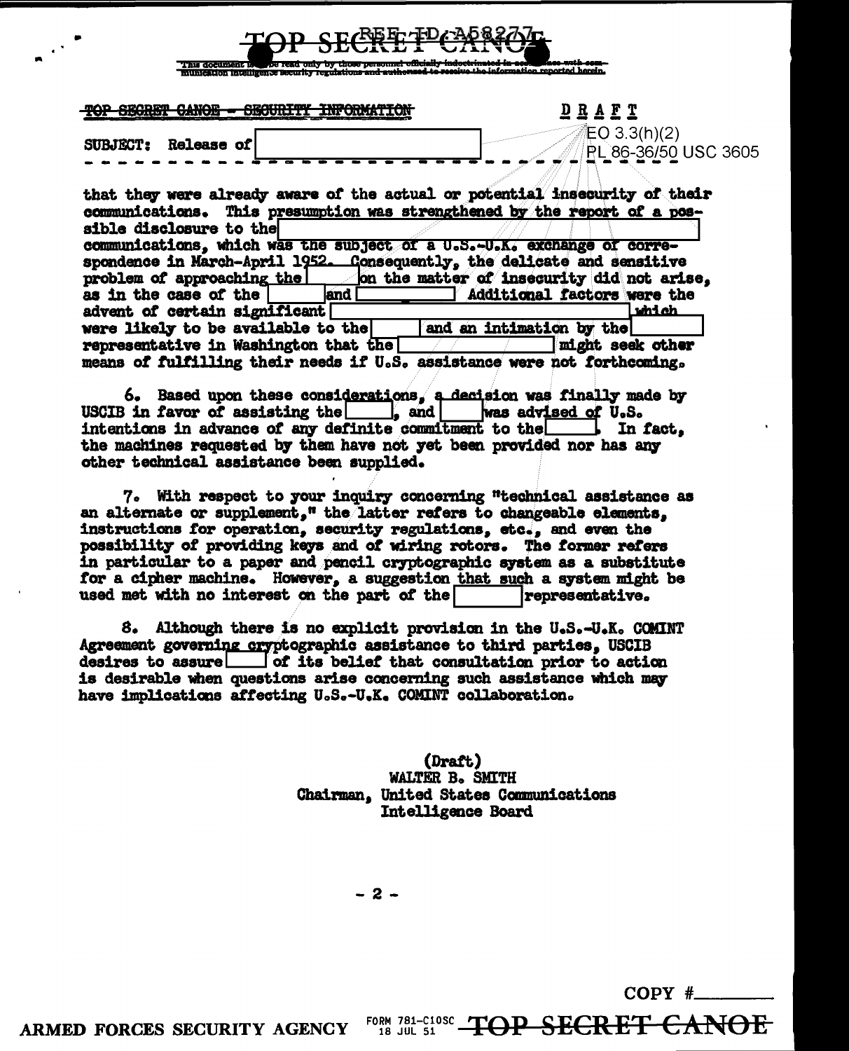TOP SECRET CANOE

This document is to be read only by those personnel officially indoctrinated in accordance with communication intelligence security regulations and authorized to receive the information reported herein.

~~TOP SECRET CANOE - SECURITY INFORMATION~~ **DRAFT**

SUBJECT: Release of [ ]

EO 3.3(h)(2)
PL 86-36/50 USC 3605

- - - - - - - - - - - - - - - - - - - - - - - - - - - - -

that they were already aware of the actual or potential insecurity of their communications. This presumption was strengthened by the report of a possible disclosure to the [ ] communications, which was the subject of a U.S.-U.K. exchange of correspondence in March-April 1952. Consequently, the delicate and sensitive problem of approaching the [ ] on the matter of insecurity did not arise, as in the case of the [ ] and [ ] Additional factors were the advent of certain significant [ ] which were likely to be available to the [ ] and an intimation by the [ ] representative in Washington that the [ ] might seek other means of fulfilling their needs if U.S. assistance were not forthcoming.

6. Based upon these considerations, a decision was finally made by USCIB in favor of assisting the [ ], and [ ] was advised of U.S. intentions in advance of any definite commitment to the [ ]. In fact, the machines requested by them have not yet been provided nor has any other technical assistance been supplied.

7. With respect to your inquiry concerning "technical assistance as an alternate or supplement," the latter refers to changeable elements, instructions for operation, security regulations, etc., and even the possibility of providing keys and of wiring rotors. The former refers in particular to a paper and pencil cryptographic system as a substitute for a cipher machine. However, a suggestion that such a system might be used met with no interest on the part of the [ ] representative.

8. Although there is no explicit provision in the U.S.-U.K. COMINT Agreement governing cryptographic assistance to third parties, USCIB desires to assure [ ] of its belief that consultation prior to action is desirable when questions arise concerning such assistance which may have implications affecting U.S.-U.K. COMINT collaboration.

(Draft)
WALTER B. SMITH
Chairman, United States Communications Intelligence Board

COPY #\_\_\_\_\_\_\_\_

ARMED FORCES SECURITY AGENCY FORM 781-C10SC 18 JUL 51 TOP SECRET CANOE